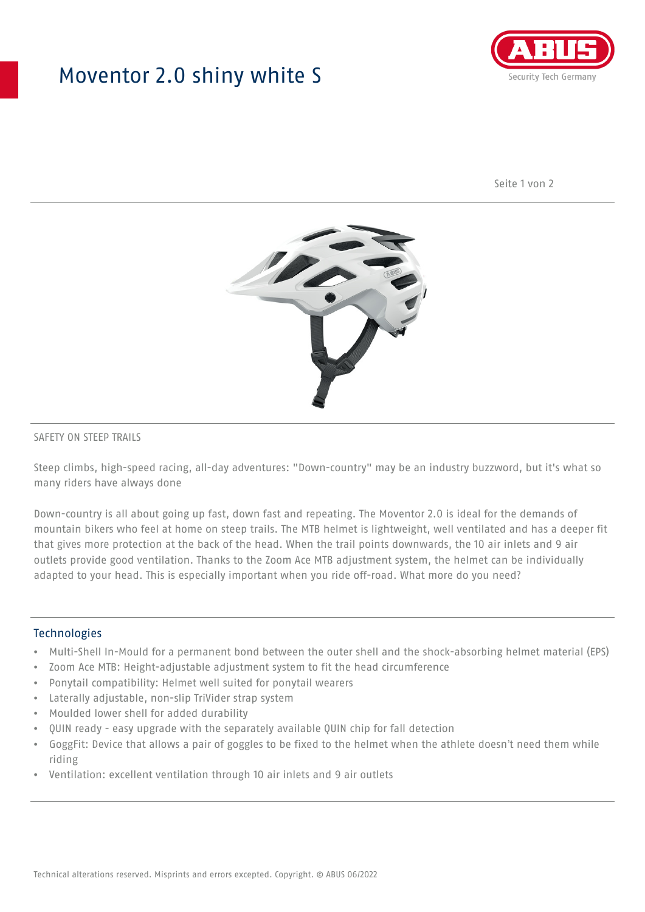# Moventor 2.0 shiny white S

SAFETY ON STEEP TRAILS

Steep climbs, high-speed racing, all-day adventures: "Down-country" may be an industry buzzword, but it's what so many riders have always done

Down-country is all about going up fast, down fast and repeating. The Moventor 2.0 is ideal for the demands of mountain bikers who feel at home on steep trails. The MTB helmet is lightweight, well ventilated and has a deeper fit that gives more protection at the back of the head. When the trail points downwards, the 10 air inlets and 9 air outlets provide good ventilation. Thanks to the Zoom Ace MTB adjustment system, the helmet can be individually adapted to your head. This is especially important when you ride off-road. What more do you need?

## Technologies

- Multi-Shell In-Mould for a permanent bond between the outer shell and the shock-absorbing helmet material (EPS)
- Zoom Ace MTB: Height-adjustable adjustment system to fit the head circumference
- Ponytail compatibility: Helmet well suited for ponytail wearers
- Laterally adjustable, non-slip TriVider strap system
- Moulded lower shell for added durability
- QUIN ready - easy upgrade with the separately available QUIN chip for fall detection
- GoggFit: Device that allows a pair of goggles to be fixed to the helmet when the athlete doesn't need them while riding
- Ventilation: excellent ventilation through 10 air inlets and 9 air outlets

Technical alterations reserved. Misprints and errors excepted. Copyright. © ABUS 06/2022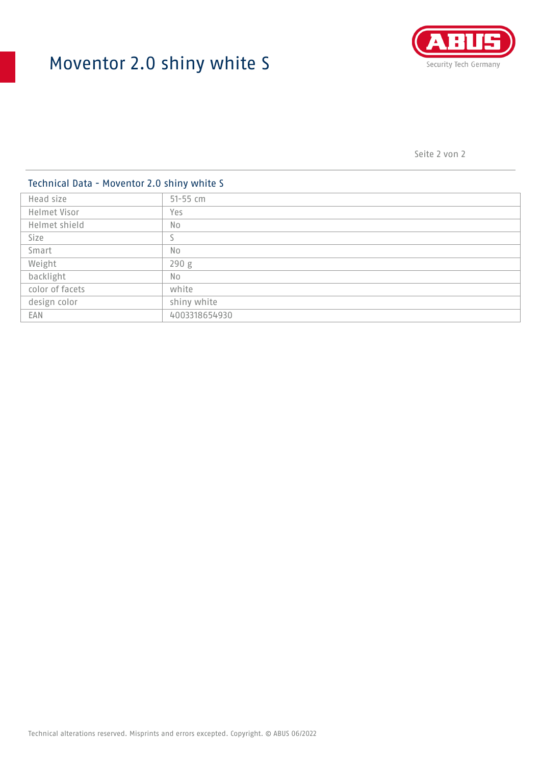# Moventor 2.0 shiny white S

## Technical Data - Moventor 2.0 shiny white S

| | |
|---|---|
| Head size | 51-55 cm |
| Helmet Visor | Yes |
| Helmet shield | No |
| Size | S |
| Smart | No |
| Weight | 290 g |
| backlight | No |
| color of facets | white |
| design color | shiny white |
| EAN | 4003318654930 |

Technical alterations reserved. Misprints and errors excepted. Copyright. © ABUS 06/2022